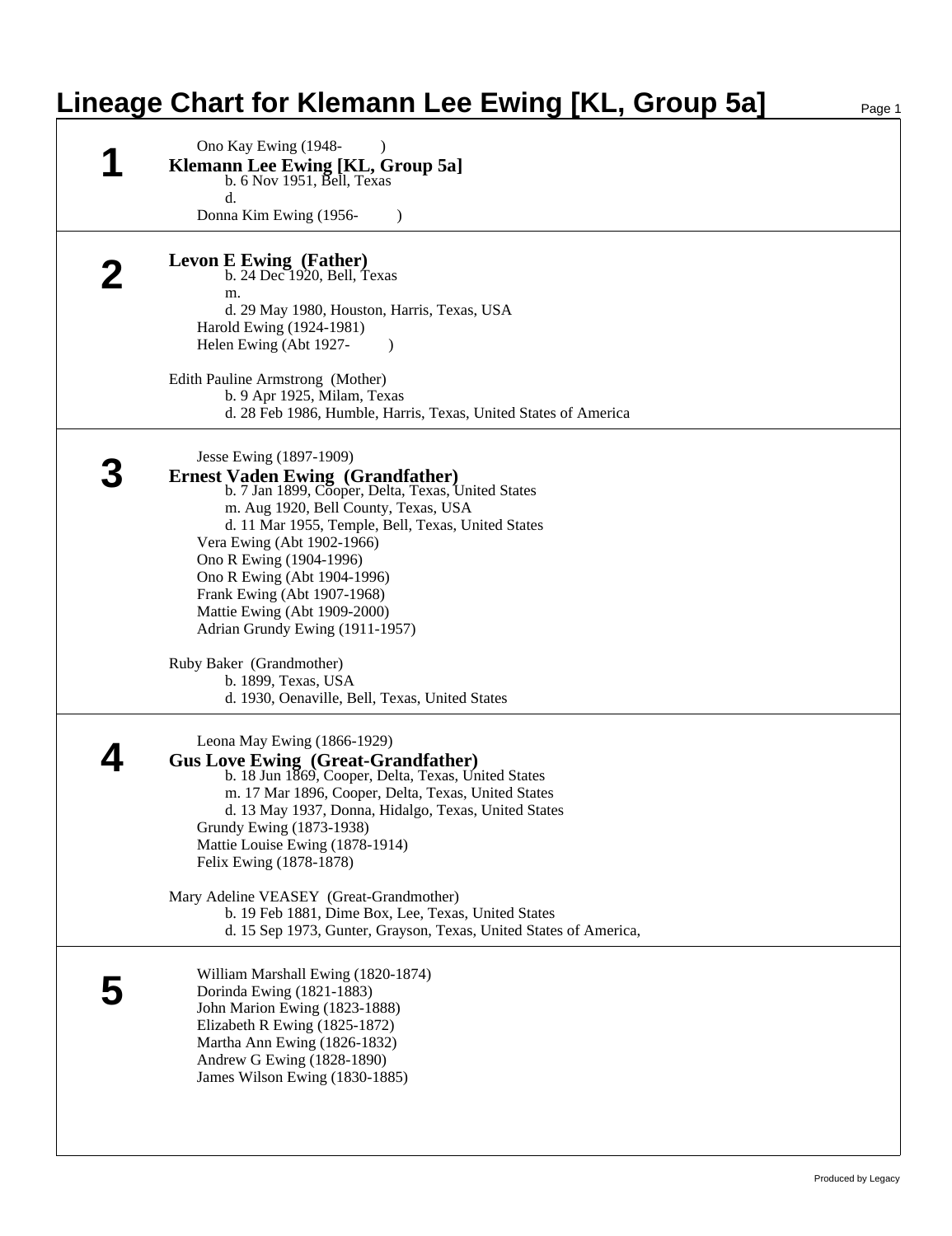# Lineage Chart for Klemann Lee Ewing [KL, Group 5a]

## 1

Ono Kay Ewing (1948- )

**Klemann Lee Ewing [KL, Group 5a]**
b. 6 Nov 1951, Bell, Texas
d.

Donna Kim Ewing (1956- )

## 2

**Levon E Ewing (Father)**
b. 24 Dec 1920, Bell, Texas
m.
d. 29 May 1980, Houston, Harris, Texas, USA

Harold Ewing (1924-1981)
Helen Ewing (Abt 1927- )

Edith Pauline Armstrong (Mother)
b. 9 Apr 1925, Milam, Texas
d. 28 Feb 1986, Humble, Harris, Texas, United States of America

## 3

Jesse Ewing (1897-1909)

**Ernest Vaden Ewing (Grandfather)**
b. 7 Jan 1899, Cooper, Delta, Texas, United States
m. Aug 1920, Bell County, Texas, USA
d. 11 Mar 1955, Temple, Bell, Texas, United States

Vera Ewing (Abt 1902-1966)
Ono R Ewing (1904-1996)
Ono R Ewing (Abt 1904-1996)
Frank Ewing (Abt 1907-1968)
Mattie Ewing (Abt 1909-2000)
Adrian Grundy Ewing (1911-1957)

Ruby Baker (Grandmother)
b. 1899, Texas, USA
d. 1930, Oenaville, Bell, Texas, United States

## 4

Leona May Ewing (1866-1929)

**Gus Love Ewing (Great-Grandfather)**
b. 18 Jun 1869, Cooper, Delta, Texas, United States
m. 17 Mar 1896, Cooper, Delta, Texas, United States
d. 13 May 1937, Donna, Hidalgo, Texas, United States

Grundy Ewing (1873-1938)
Mattie Louise Ewing (1878-1914)
Felix Ewing (1878-1878)

Mary Adeline VEASEY (Great-Grandmother)
b. 19 Feb 1881, Dime Box, Lee, Texas, United States
d. 15 Sep 1973, Gunter, Grayson, Texas, United States of America,

## 5

William Marshall Ewing (1820-1874)
Dorinda Ewing (1821-1883)
John Marion Ewing (1823-1888)
Elizabeth R Ewing (1825-1872)
Martha Ann Ewing (1826-1832)
Andrew G Ewing (1828-1890)
James Wilson Ewing (1830-1885)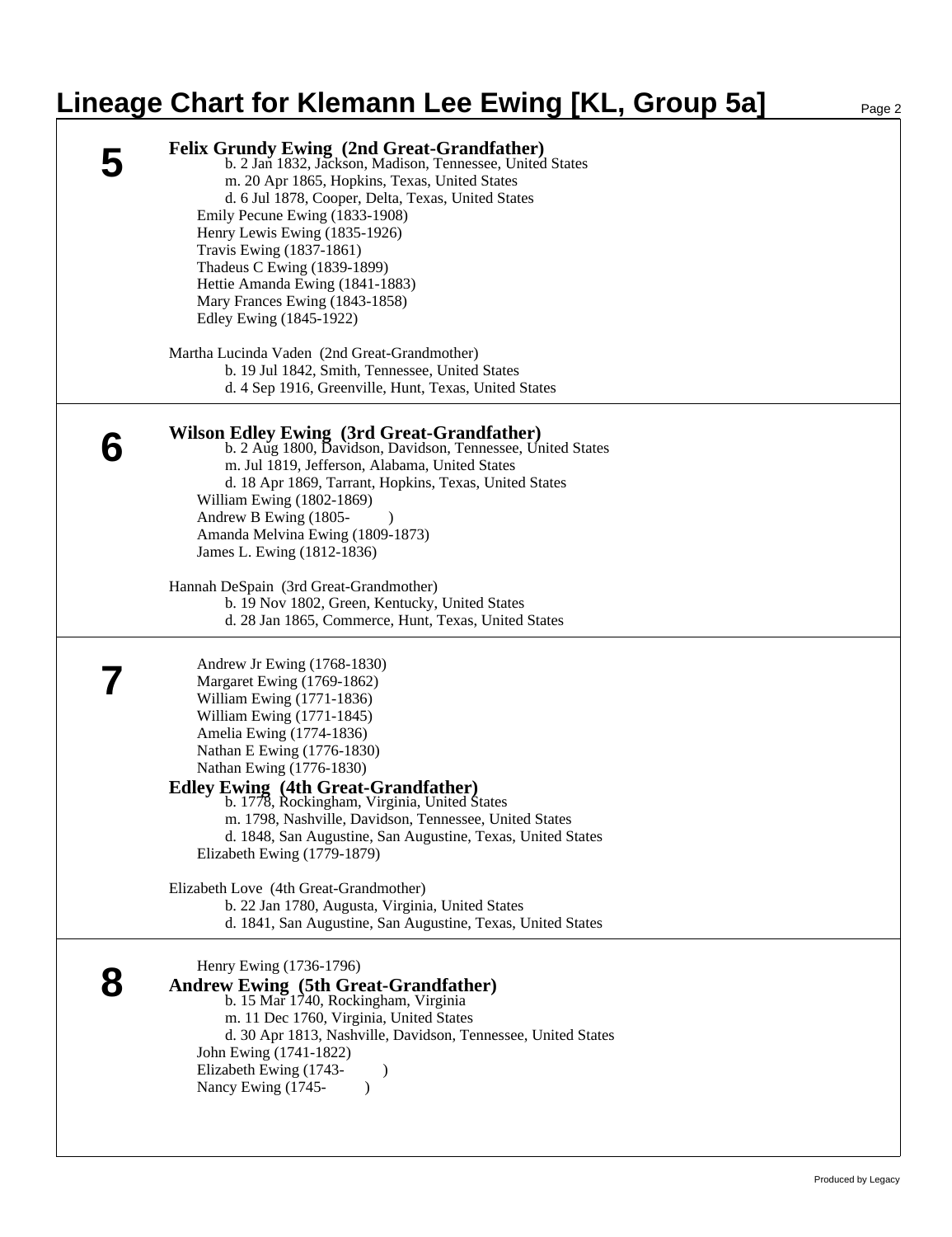# Lineage Chart for Klemann Lee Ewing [KL, Group 5a]

## 5

**Felix Grundy Ewing (2nd Great-Grandfather)**
b. 2 Jan 1832, Jackson, Madison, Tennessee, United States
m. 20 Apr 1865, Hopkins, Texas, United States
d. 6 Jul 1878, Cooper, Delta, Texas, United States

Emily Pecune Ewing (1833-1908)
Henry Lewis Ewing (1835-1926)
Travis Ewing (1837-1861)
Thadeus C Ewing (1839-1899)
Hettie Amanda Ewing (1841-1883)
Mary Frances Ewing (1843-1858)
Edley Ewing (1845-1922)

Martha Lucinda Vaden (2nd Great-Grandmother)
b. 19 Jul 1842, Smith, Tennessee, United States
d. 4 Sep 1916, Greenville, Hunt, Texas, United States

## 6

**Wilson Edley Ewing (3rd Great-Grandfather)**
b. 2 Aug 1800, Davidson, Davidson, Tennessee, United States
m. Jul 1819, Jefferson, Alabama, United States
d. 18 Apr 1869, Tarrant, Hopkins, Texas, United States

William Ewing (1802-1869)
Andrew B Ewing (1805- )
Amanda Melvina Ewing (1809-1873)
James L. Ewing (1812-1836)

Hannah DeSpain (3rd Great-Grandmother)
b. 19 Nov 1802, Green, Kentucky, United States
d. 28 Jan 1865, Commerce, Hunt, Texas, United States

## 7

Andrew Jr Ewing (1768-1830)
Margaret Ewing (1769-1862)
William Ewing (1771-1836)
William Ewing (1771-1845)
Amelia Ewing (1774-1836)
Nathan E Ewing (1776-1830)
Nathan Ewing (1776-1830)

**Edley Ewing (4th Great-Grandfather)**
b. 1778, Rockingham, Virginia, United States
m. 1798, Nashville, Davidson, Tennessee, United States
d. 1848, San Augustine, San Augustine, Texas, United States

Elizabeth Ewing (1779-1879)

Elizabeth Love (4th Great-Grandmother)
b. 22 Jan 1780, Augusta, Virginia, United States
d. 1841, San Augustine, San Augustine, Texas, United States

## 8

Henry Ewing (1736-1796)

**Andrew Ewing (5th Great-Grandfather)**
b. 15 Mar 1740, Rockingham, Virginia
m. 11 Dec 1760, Virginia, United States
d. 30 Apr 1813, Nashville, Davidson, Tennessee, United States

John Ewing (1741-1822)
Elizabeth Ewing (1743- )
Nancy Ewing (1745- )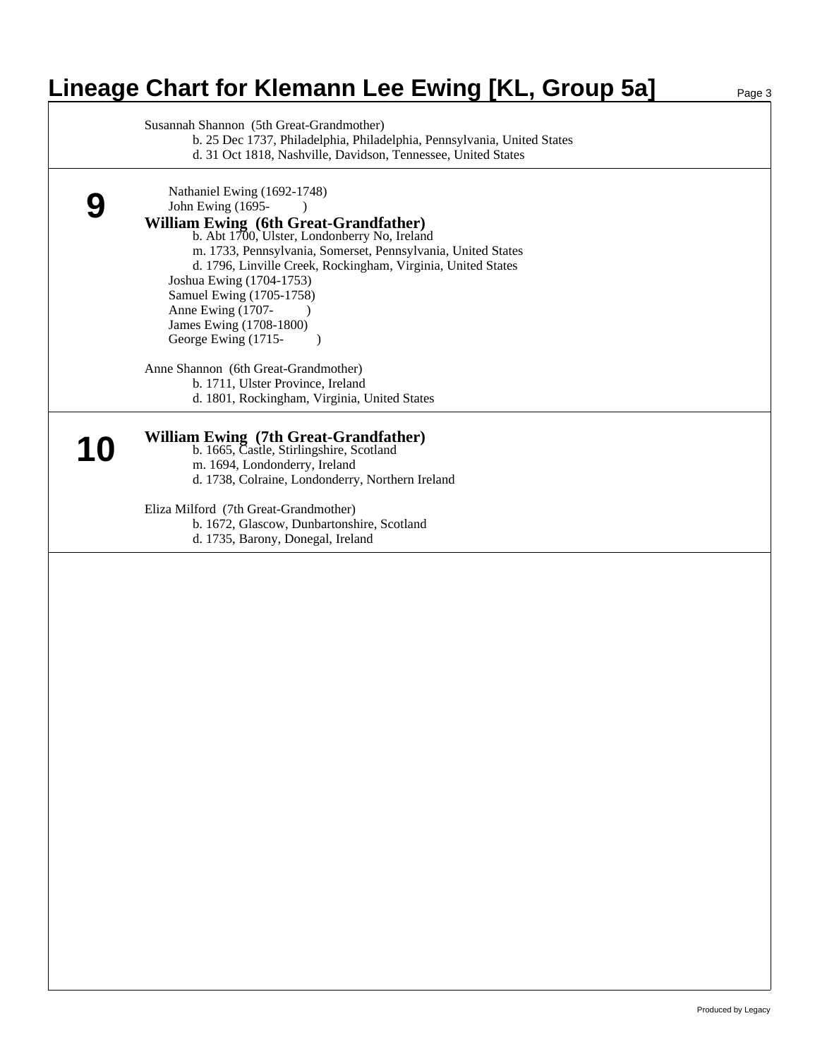Susannah Shannon (5th Great-Grandmother)
b. 25 Dec 1737, Philadelphia, Philadelphia, Pennsylvania, United States
d. 31 Oct 1818, Nashville, Davidson, Tennessee, United States

## 9

Nathaniel Ewing (1692-1748)
John Ewing (1695- )

**William Ewing (6th Great-Grandfather)**
b. Abt 1700, Ulster, Londonberry No, Ireland
m. 1733, Pennsylvania, Somerset, Pennsylvania, United States
d. 1796, Linville Creek, Rockingham, Virginia, United States

Joshua Ewing (1704-1753)
Samuel Ewing (1705-1758)
Anne Ewing (1707- )
James Ewing (1708-1800)
George Ewing (1715- )

Anne Shannon (6th Great-Grandmother)
b. 1711, Ulster Province, Ireland
d. 1801, Rockingham, Virginia, United States

## 10

**William Ewing (7th Great-Grandfather)**
b. 1665, Castle, Stirlingshire, Scotland
m. 1694, Londonderry, Ireland
d. 1738, Colraine, Londonderry, Northern Ireland

Eliza Milford (7th Great-Grandmother)
b. 1672, Glascow, Dunbartonshire, Scotland
d. 1735, Barony, Donegal, Ireland